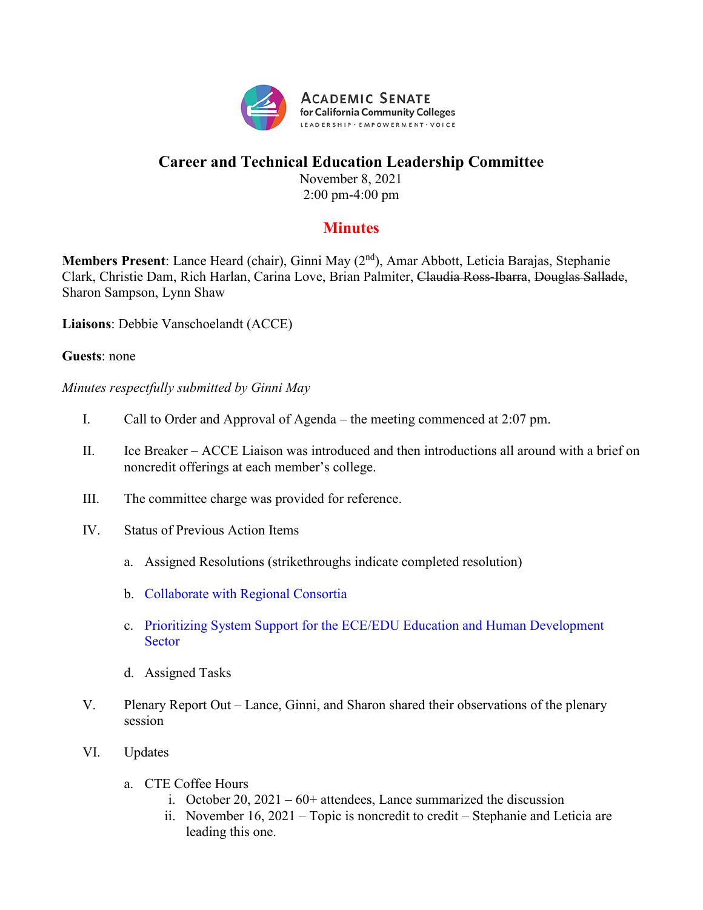Academic Senate for California Community Colleges
LEADERSHIP · EMPOWERMENT · VOICE

# Career and Technical Education Leadership Committee

November 8, 2021
2:00 pm-4:00 pm

## Minutes

**Members Present**: Lance Heard (chair), Ginni May (2nd), Amar Abbott, Leticia Barajas, Stephanie Clark, Christie Dam, Rich Harlan, Carina Love, Brian Palmiter, ~~Claudia Ross-Ibarra~~, ~~Douglas Sallade~~, Sharon Sampson, Lynn Shaw

**Liaisons**: Debbie Vanschoelandt (ACCE)

**Guests**: none

*Minutes respectfully submitted by Ginni May*

I. Call to Order and Approval of Agenda – the meeting commenced at 2:07 pm.

II. Ice Breaker – ACCE Liaison was introduced and then introductions all around with a brief on noncredit offerings at each member's college.

III. The committee charge was provided for reference.

IV. Status of Previous Action Items

   a. Assigned Resolutions (strikethroughs indicate completed resolution)

   b. Collaborate with Regional Consortia

   c. Prioritizing System Support for the ECE/EDU Education and Human Development Sector

   d. Assigned Tasks

V. Plenary Report Out – Lance, Ginni, and Sharon shared their observations of the plenary session

VI. Updates

   a. CTE Coffee Hours
      i. October 20, 2021 – 60+ attendees, Lance summarized the discussion
      ii. November 16, 2021 – Topic is noncredit to credit – Stephanie and Leticia are leading this one.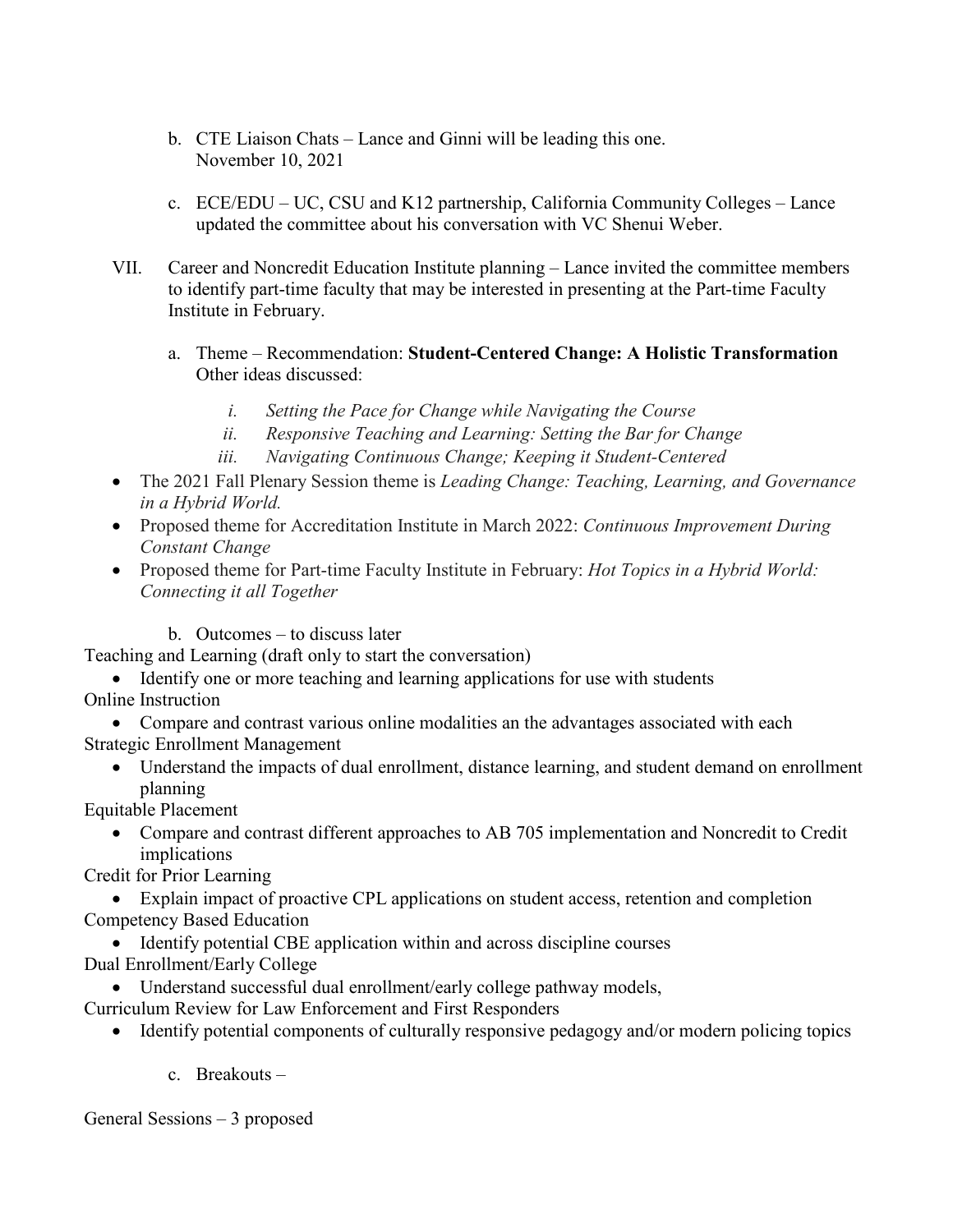b. CTE Liaison Chats – Lance and Ginni will be leading this one. November 10, 2021

c. ECE/EDU – UC, CSU and K12 partnership, California Community Colleges – Lance updated the committee about his conversation with VC Shenui Weber.

VII. Career and Noncredit Education Institute planning – Lance invited the committee members to identify part-time faculty that may be interested in presenting at the Part-time Faculty Institute in February.

a. Theme – Recommendation: **Student-Centered Change: A Holistic Transformation** Other ideas discussed:

i. *Setting the Pace for Change while Navigating the Course*

ii. *Responsive Teaching and Learning: Setting the Bar for Change*

iii. *Navigating Continuous Change; Keeping it Student-Centered*

- The 2021 Fall Plenary Session theme is *Leading Change: Teaching, Learning, and Governance in a Hybrid World.*
- Proposed theme for Accreditation Institute in March 2022: *Continuous Improvement During Constant Change*
- Proposed theme for Part-time Faculty Institute in February: *Hot Topics in a Hybrid World: Connecting it all Together*

b. Outcomes – to discuss later

Teaching and Learning (draft only to start the conversation)

- Identify one or more teaching and learning applications for use with students

Online Instruction

- Compare and contrast various online modalities an the advantages associated with each

Strategic Enrollment Management

- Understand the impacts of dual enrollment, distance learning, and student demand on enrollment planning

Equitable Placement

- Compare and contrast different approaches to AB 705 implementation and Noncredit to Credit implications

Credit for Prior Learning

- Explain impact of proactive CPL applications on student access, retention and completion

Competency Based Education

- Identify potential CBE application within and across discipline courses

Dual Enrollment/Early College

- Understand successful dual enrollment/early college pathway models,

Curriculum Review for Law Enforcement and First Responders

- Identify potential components of culturally responsive pedagogy and/or modern policing topics

c. Breakouts –

General Sessions – 3 proposed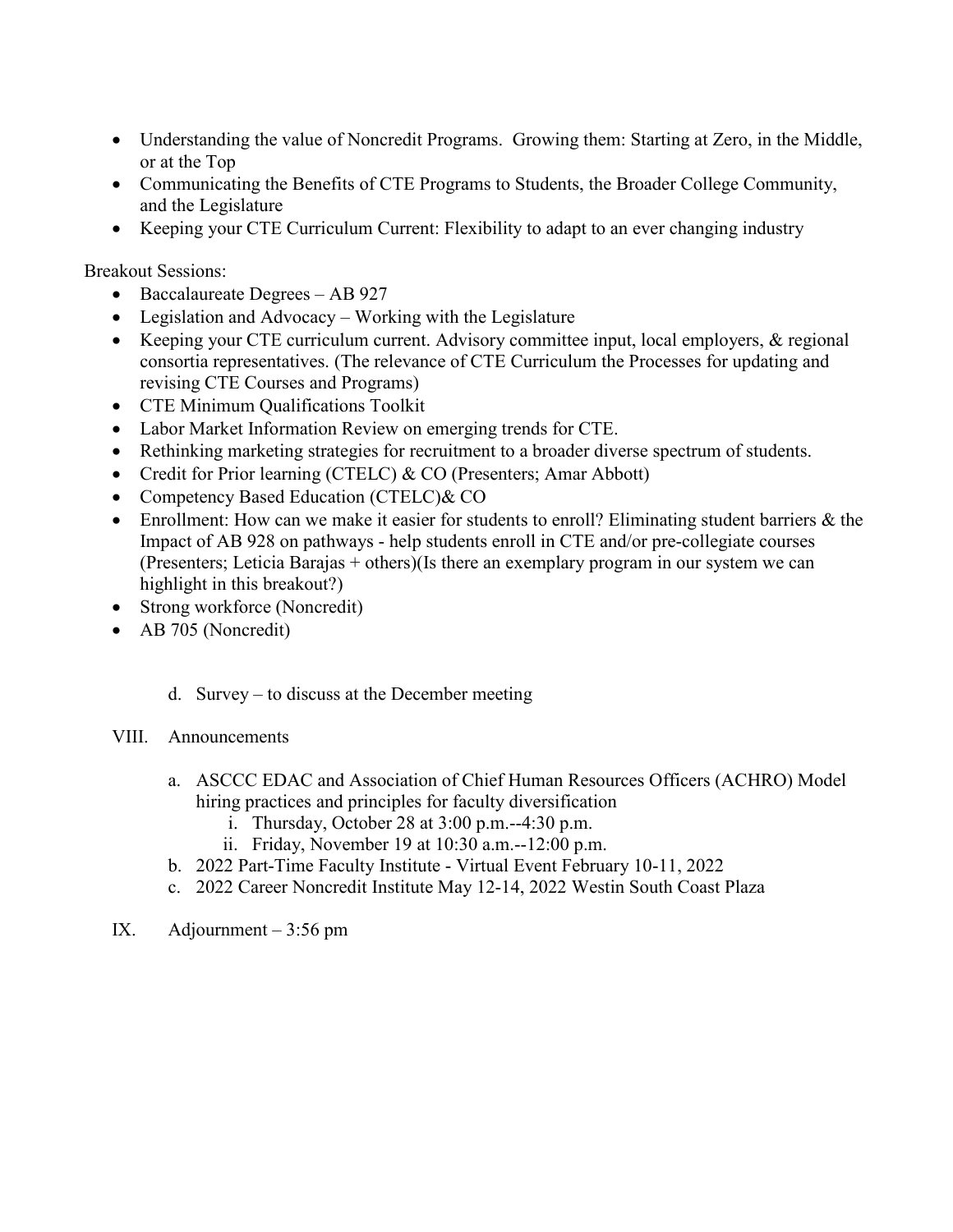- Understanding the value of Noncredit Programs.  Growing them: Starting at Zero, in the Middle, or at the Top
- Communicating the Benefits of CTE Programs to Students, the Broader College Community, and the Legislature
- Keeping your CTE Curriculum Current: Flexibility to adapt to an ever changing industry

Breakout Sessions:

- Baccalaureate Degrees – AB 927
- Legislation and Advocacy – Working with the Legislature
- Keeping your CTE curriculum current. Advisory committee input, local employers, & regional consortia representatives. (The relevance of CTE Curriculum the Processes for updating and revising CTE Courses and Programs)
- CTE Minimum Qualifications Toolkit
- Labor Market Information Review on emerging trends for CTE.
- Rethinking marketing strategies for recruitment to a broader diverse spectrum of students.
- Credit for Prior learning (CTELC) & CO (Presenters; Amar Abbott)
- Competency Based Education (CTELC)& CO
- Enrollment: How can we make it easier for students to enroll? Eliminating student barriers & the Impact of AB 928 on pathways - help students enroll in CTE and/or pre-collegiate courses (Presenters; Leticia Barajas + others)(Is there an exemplary program in our system we can highlight in this breakout?)
- Strong workforce (Noncredit)
- AB 705 (Noncredit)

d. Survey – to discuss at the December meeting

VIII. Announcements

a. ASCCC EDAC and Association of Chief Human Resources Officers (ACHRO) Model hiring practices and principles for faculty diversification
    i. Thursday, October 28 at 3:00 p.m.--4:30 p.m.
    ii. Friday, November 19 at 10:30 a.m.--12:00 p.m.

b. 2022 Part-Time Faculty Institute - Virtual Event February 10-11, 2022

c. 2022 Career Noncredit Institute May 12-14, 2022 Westin South Coast Plaza

IX. Adjournment – 3:56 pm